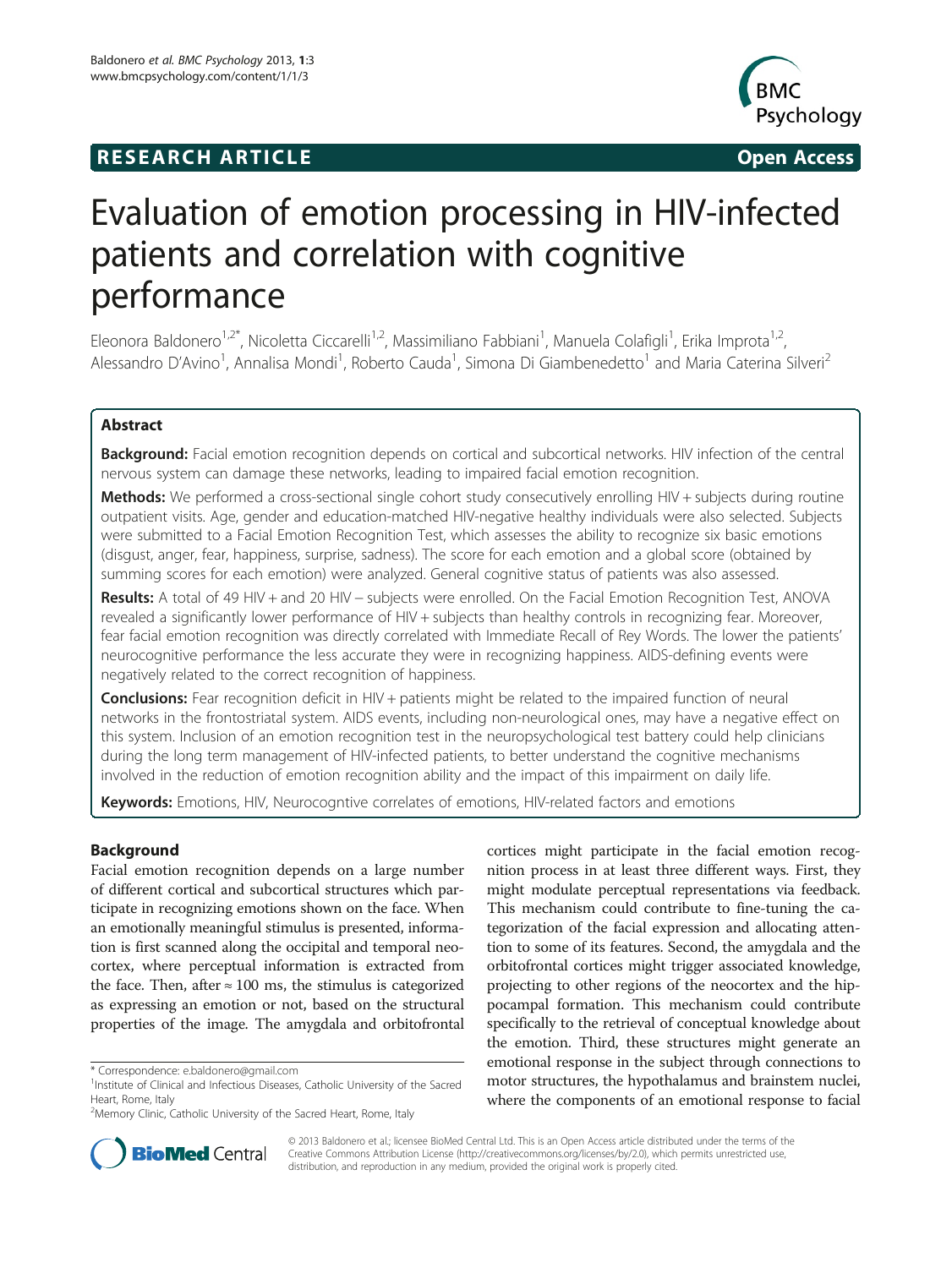**RESEARCH ARTICLE** **Open Access**

# Evaluation of emotion processing in HIV-infected patients and correlation with cognitive performance

Eleonora Baldonero[1,2*], Nicoletta Ciccarelli[1,2], Massimiliano Fabbiani[1], Manuela Colafigli[1], Erika Improta[1,2], Alessandro D'Avino[1], Annalisa Mondi[1], Roberto Cauda[1], Simona Di Giambenedetto[1] and Maria Caterina Silveri[2]

## Abstract

**Background:** Facial emotion recognition depends on cortical and subcortical networks. HIV infection of the central nervous system can damage these networks, leading to impaired facial emotion recognition.

**Methods:** We performed a cross-sectional single cohort study consecutively enrolling HIV + subjects during routine outpatient visits. Age, gender and education-matched HIV-negative healthy individuals were also selected. Subjects were submitted to a Facial Emotion Recognition Test, which assesses the ability to recognize six basic emotions (disgust, anger, fear, happiness, surprise, sadness). The score for each emotion and a global score (obtained by summing scores for each emotion) were analyzed. General cognitive status of patients was also assessed.

**Results:** A total of 49 HIV + and 20 HIV − subjects were enrolled. On the Facial Emotion Recognition Test, ANOVA revealed a significantly lower performance of HIV + subjects than healthy controls in recognizing fear. Moreover, fear facial emotion recognition was directly correlated with Immediate Recall of Rey Words. The lower the patients' neurocognitive performance the less accurate they were in recognizing happiness. AIDS-defining events were negatively related to the correct recognition of happiness.

**Conclusions:** Fear recognition deficit in HIV + patients might be related to the impaired function of neural networks in the frontostriatal system. AIDS events, including non-neurological ones, may have a negative effect on this system. Inclusion of an emotion recognition test in the neuropsychological test battery could help clinicians during the long term management of HIV-infected patients, to better understand the cognitive mechanisms involved in the reduction of emotion recognition ability and the impact of this impairment on daily life.

**Keywords:** Emotions, HIV, Neurocogntive correlates of emotions, HIV-related factors and emotions

## Background

Facial emotion recognition depends on a large number of different cortical and subcortical structures which participate in recognizing emotions shown on the face. When an emotionally meaningful stimulus is presented, information is first scanned along the occipital and temporal neocortex, where perceptual information is extracted from the face. Then, after ≈ 100 ms, the stimulus is categorized as expressing an emotion or not, based on the structural properties of the image. The amygdala and orbitofrontal cortices might participate in the facial emotion recognition process in at least three different ways. First, they might modulate perceptual representations via feedback. This mechanism could contribute to fine-tuning the categorization of the facial expression and allocating attention to some of its features. Second, the amygdala and the orbitofrontal cortices might trigger associated knowledge, projecting to other regions of the neocortex and the hippocampal formation. This mechanism could contribute specifically to the retrieval of conceptual knowledge about the emotion. Third, these structures might generate an emotional response in the subject through connections to motor structures, the hypothalamus and brainstem nuclei, where the components of an emotional response to facial

\* Correspondence: e.baldonero@gmail.com
[1]Institute of Clinical and Infectious Diseases, Catholic University of the Sacred Heart, Rome, Italy
[2]Memory Clinic, Catholic University of the Sacred Heart, Rome, Italy

© 2013 Baldonero et al.; licensee BioMed Central Ltd. This is an Open Access article distributed under the terms of the Creative Commons Attribution License (http://creativecommons.org/licenses/by/2.0), which permits unrestricted use, distribution, and reproduction in any medium, provided the original work is properly cited.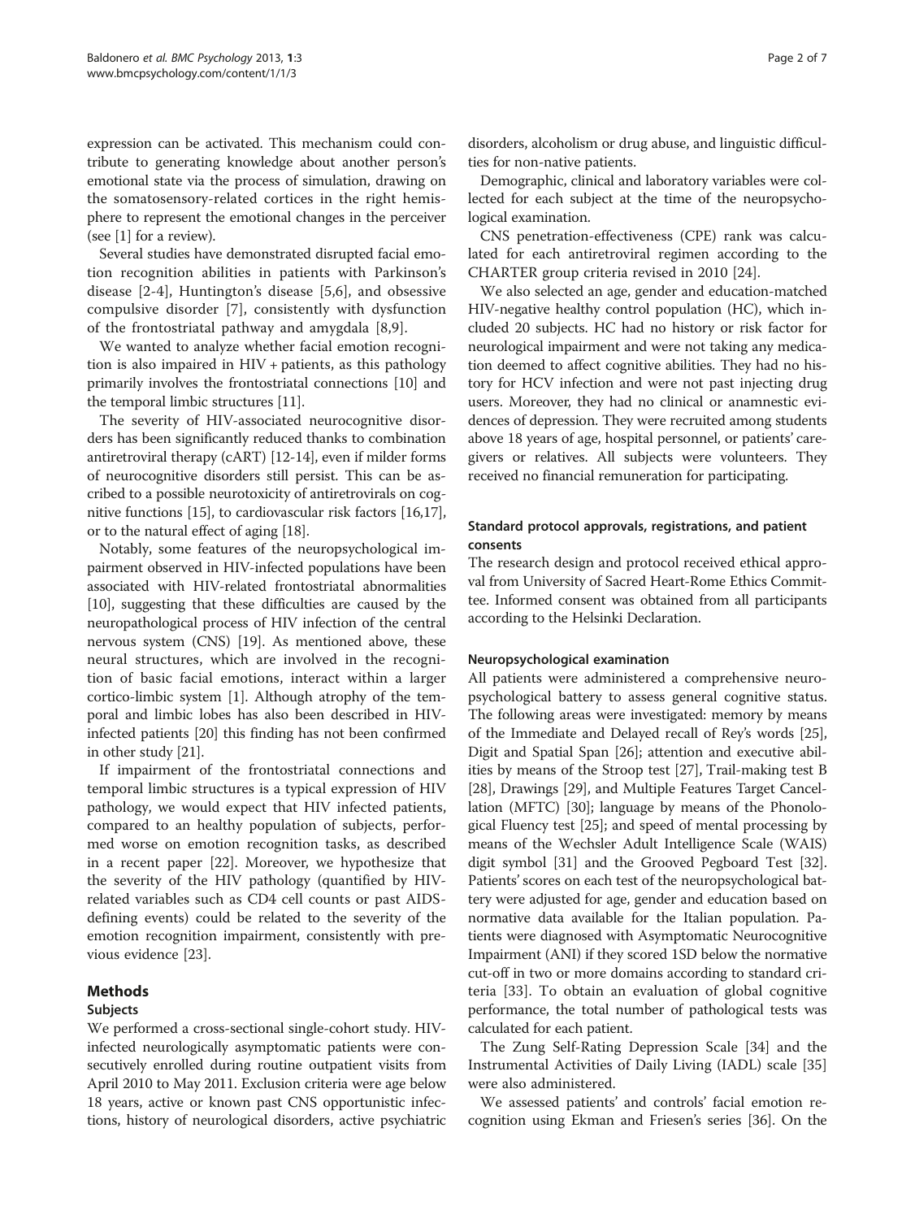expression can be activated. This mechanism could contribute to generating knowledge about another person's emotional state via the process of simulation, drawing on the somatosensory-related cortices in the right hemisphere to represent the emotional changes in the perceiver (see [1] for a review).

Several studies have demonstrated disrupted facial emotion recognition abilities in patients with Parkinson's disease [2-4], Huntington's disease [5,6], and obsessive compulsive disorder [7], consistently with dysfunction of the frontostriatal pathway and amygdala [8,9].

We wanted to analyze whether facial emotion recognition is also impaired in HIV + patients, as this pathology primarily involves the frontostriatal connections [10] and the temporal limbic structures [11].

The severity of HIV-associated neurocognitive disorders has been significantly reduced thanks to combination antiretroviral therapy (cART) [12-14], even if milder forms of neurocognitive disorders still persist. This can be ascribed to a possible neurotoxicity of antiretrovirals on cognitive functions [15], to cardiovascular risk factors [16,17], or to the natural effect of aging [18].

Notably, some features of the neuropsychological impairment observed in HIV-infected populations have been associated with HIV-related frontostriatal abnormalities [10], suggesting that these difficulties are caused by the neuropathological process of HIV infection of the central nervous system (CNS) [19]. As mentioned above, these neural structures, which are involved in the recognition of basic facial emotions, interact within a larger cortico-limbic system [1]. Although atrophy of the temporal and limbic lobes has also been described in HIV-infected patients [20] this finding has not been confirmed in other study [21].

If impairment of the frontostriatal connections and temporal limbic structures is a typical expression of HIV pathology, we would expect that HIV infected patients, compared to an healthy population of subjects, performed worse on emotion recognition tasks, as described in a recent paper [22]. Moreover, we hypothesize that the severity of the HIV pathology (quantified by HIV-related variables such as CD4 cell counts or past AIDS-defining events) could be related to the severity of the emotion recognition impairment, consistently with previous evidence [23].

## Methods

### Subjects

We performed a cross-sectional single-cohort study. HIV-infected neurologically asymptomatic patients were consecutively enrolled during routine outpatient visits from April 2010 to May 2011. Exclusion criteria were age below 18 years, active or known past CNS opportunistic infections, history of neurological disorders, active psychiatric disorders, alcoholism or drug abuse, and linguistic difficulties for non-native patients.

Demographic, clinical and laboratory variables were collected for each subject at the time of the neuropsychological examination.

CNS penetration-effectiveness (CPE) rank was calculated for each antiretroviral regimen according to the CHARTER group criteria revised in 2010 [24].

We also selected an age, gender and education-matched HIV-negative healthy control population (HC), which included 20 subjects. HC had no history or risk factor for neurological impairment and were not taking any medication deemed to affect cognitive abilities. They had no history for HCV infection and were not past injecting drug users. Moreover, they had no clinical or anamnestic evidences of depression. They were recruited among students above 18 years of age, hospital personnel, or patients' caregivers or relatives. All subjects were volunteers. They received no financial remuneration for participating.

### Standard protocol approvals, registrations, and patient consents

The research design and protocol received ethical approval from University of Sacred Heart-Rome Ethics Committee. Informed consent was obtained from all participants according to the Helsinki Declaration.

### Neuropsychological examination

All patients were administered a comprehensive neuropsychological battery to assess general cognitive status. The following areas were investigated: memory by means of the Immediate and Delayed recall of Rey's words [25], Digit and Spatial Span [26]; attention and executive abilities by means of the Stroop test [27], Trail-making test B [28], Drawings [29], and Multiple Features Target Cancellation (MFTC) [30]; language by means of the Phonological Fluency test [25]; and speed of mental processing by means of the Wechsler Adult Intelligence Scale (WAIS) digit symbol [31] and the Grooved Pegboard Test [32]. Patients' scores on each test of the neuropsychological battery were adjusted for age, gender and education based on normative data available for the Italian population. Patients were diagnosed with Asymptomatic Neurocognitive Impairment (ANI) if they scored 1SD below the normative cut-off in two or more domains according to standard criteria [33]. To obtain an evaluation of global cognitive performance, the total number of pathological tests was calculated for each patient.

The Zung Self-Rating Depression Scale [34] and the Instrumental Activities of Daily Living (IADL) scale [35] were also administered.

We assessed patients' and controls' facial emotion recognition using Ekman and Friesen's series [36]. On the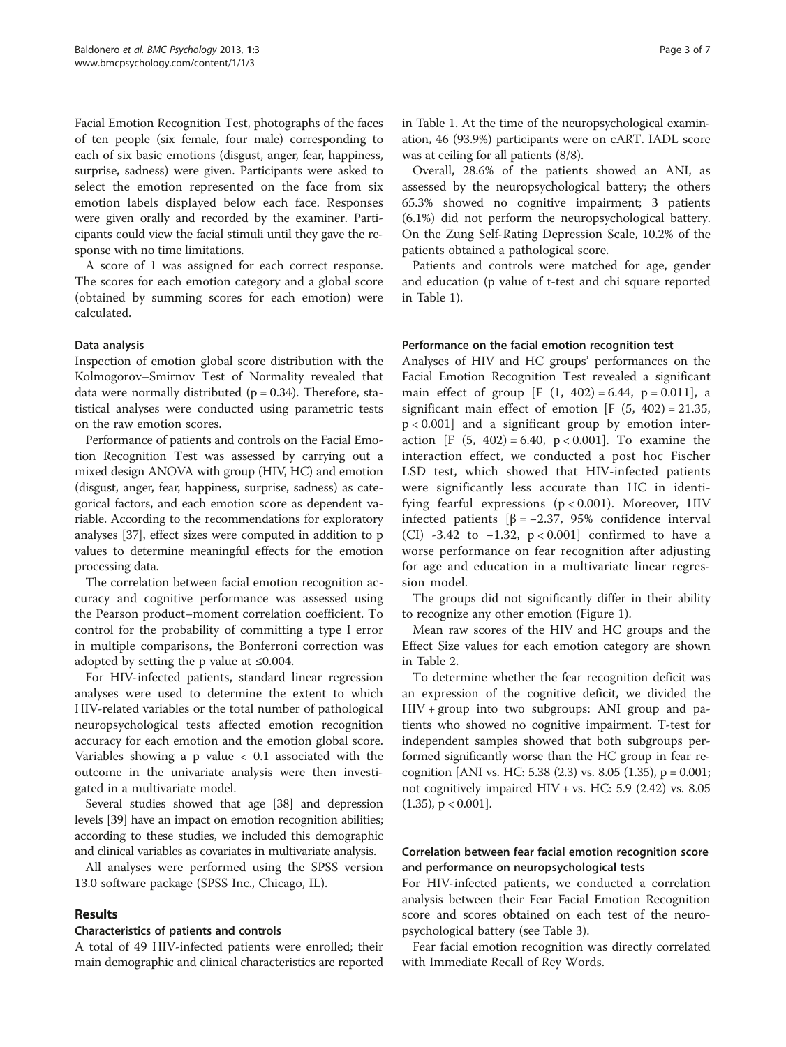Facial Emotion Recognition Test, photographs of the faces of ten people (six female, four male) corresponding to each of six basic emotions (disgust, anger, fear, happiness, surprise, sadness) were given. Participants were asked to select the emotion represented on the face from six emotion labels displayed below each face. Responses were given orally and recorded by the examiner. Participants could view the facial stimuli until they gave the response with no time limitations.

A score of 1 was assigned for each correct response. The scores for each emotion category and a global score (obtained by summing scores for each emotion) were calculated.

### Data analysis

Inspection of emotion global score distribution with the Kolmogorov–Smirnov Test of Normality revealed that data were normally distributed ($p = 0.34$). Therefore, statistical analyses were conducted using parametric tests on the raw emotion scores.

Performance of patients and controls on the Facial Emotion Recognition Test was assessed by carrying out a mixed design ANOVA with group (HIV, HC) and emotion (disgust, anger, fear, happiness, surprise, sadness) as categorical factors, and each emotion score as dependent variable. According to the recommendations for exploratory analyses [37], effect sizes were computed in addition to p values to determine meaningful effects for the emotion processing data.

The correlation between facial emotion recognition accuracy and cognitive performance was assessed using the Pearson product–moment correlation coefficient. To control for the probability of committing a type I error in multiple comparisons, the Bonferroni correction was adopted by setting the p value at $\leq 0.004$.

For HIV-infected patients, standard linear regression analyses were used to determine the extent to which HIV-related variables or the total number of pathological neuropsychological tests affected emotion recognition accuracy for each emotion and the emotion global score. Variables showing a p value $< 0.1$ associated with the outcome in the univariate analysis were then investigated in a multivariate model.

Several studies showed that age [38] and depression levels [39] have an impact on emotion recognition abilities; according to these studies, we included this demographic and clinical variables as covariates in multivariate analysis.

All analyses were performed using the SPSS version 13.0 software package (SPSS Inc., Chicago, IL).

## Results

### Characteristics of patients and controls

A total of 49 HIV-infected patients were enrolled; their main demographic and clinical characteristics are reported in Table 1. At the time of the neuropsychological examination, 46 (93.9%) participants were on cART. IADL score was at ceiling for all patients (8/8).

Overall, 28.6% of the patients showed an ANI, as assessed by the neuropsychological battery; the others 65.3% showed no cognitive impairment; 3 patients (6.1%) did not perform the neuropsychological battery. On the Zung Self-Rating Depression Scale, 10.2% of the patients obtained a pathological score.

Patients and controls were matched for age, gender and education (p value of t-test and chi square reported in Table 1).

### Performance on the facial emotion recognition test

Analyses of HIV and HC groups' performances on the Facial Emotion Recognition Test revealed a significant main effect of group [$F\ (1,\ 402) = 6.44$, $p = 0.011$], a significant main effect of emotion [$F\ (5,\ 402) = 21.35$, $p < 0.001$] and a significant group by emotion interaction [$F\ (5,\ 402) = 6.40$, $p < 0.001$]. To examine the interaction effect, we conducted a post hoc Fischer LSD test, which showed that HIV-infected patients were significantly less accurate than HC in identifying fearful expressions ($p < 0.001$). Moreover, HIV infected patients [$\beta = -2.37$, 95% confidence interval (CI) -3.42 to −1.32, $p < 0.001$] confirmed to have a worse performance on fear recognition after adjusting for age and education in a multivariate linear regression model.

The groups did not significantly differ in their ability to recognize any other emotion (Figure 1).

Mean raw scores of the HIV and HC groups and the Effect Size values for each emotion category are shown in Table 2.

To determine whether the fear recognition deficit was an expression of the cognitive deficit, we divided the HIV + group into two subgroups: ANI group and patients who showed no cognitive impairment. T-test for independent samples showed that both subgroups performed significantly worse than the HC group in fear recognition [ANI vs. HC: 5.38 (2.3) vs. 8.05 (1.35), $p = 0.001$; not cognitively impaired HIV + vs. HC: 5.9 (2.42) vs. 8.05 (1.35), $p < 0.001$].

### Correlation between fear facial emotion recognition score and performance on neuropsychological tests

For HIV-infected patients, we conducted a correlation analysis between their Fear Facial Emotion Recognition score and scores obtained on each test of the neuropsychological battery (see Table 3).

Fear facial emotion recognition was directly correlated with Immediate Recall of Rey Words.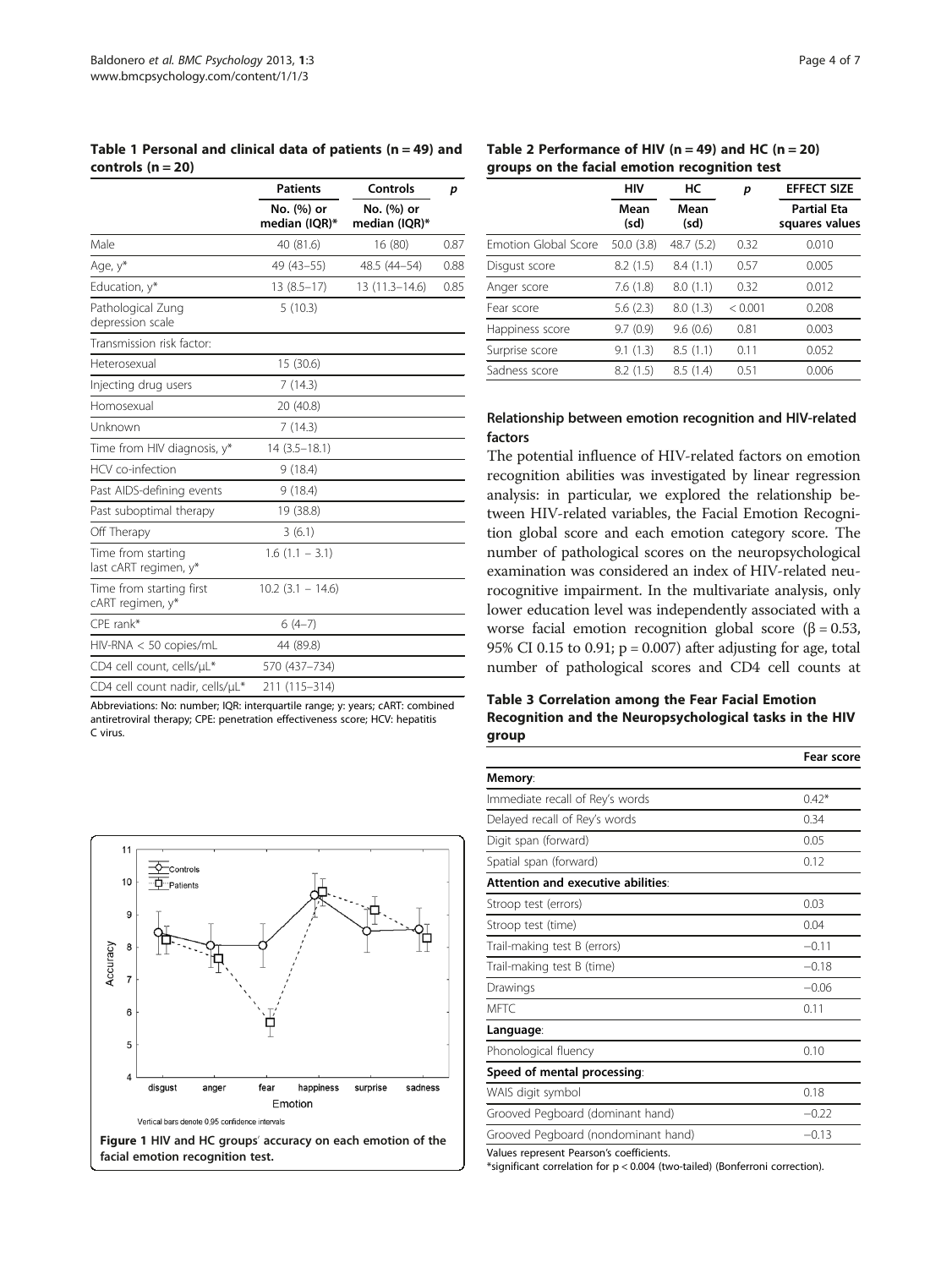**Table 1 Personal and clinical data of patients (n = 49) and controls (n = 20)**

| | Patients | Controls | p |
|---|---|---|---|
| | No. (%) or median (IQR)* | No. (%) or median (IQR)* | |
| Male | 40 (81.6) | 16 (80) | 0.87 |
| Age, y* | 49 (43–55) | 48.5 (44–54) | 0.88 |
| Education, y* | 13 (8.5–17) | 13 (11.3–14.6) | 0.85 |
| Pathological Zung depression scale | 5 (10.3) | | |
| Transmission risk factor: | | | |
| Heterosexual | 15 (30.6) | | |
| Injecting drug users | 7 (14.3) | | |
| Homosexual | 20 (40.8) | | |
| Unknown | 7 (14.3) | | |
| Time from HIV diagnosis, y* | 14 (3.5–18.1) | | |
| HCV co-infection | 9 (18.4) | | |
| Past AIDS-defining events | 9 (18.4) | | |
| Past suboptimal therapy | 19 (38.8) | | |
| Off Therapy | 3 (6.1) | | |
| Time from starting last cART regimen, y* | 1.6 (1.1 – 3.1) | | |
| Time from starting first cART regimen, y* | 10.2 (3.1 – 14.6) | | |
| CPE rank* | 6 (4–7) | | |
| HIV-RNA < 50 copies/mL | 44 (89.8) | | |
| CD4 cell count, cells/μL* | 570 (437–734) | | |
| CD4 cell count nadir, cells/μL* | 211 (115–314) | | |

Abbreviations: No: number; IQR: interquartile range; y: years; cART: combined antiretroviral therapy; CPE: penetration effectiveness score; HCV: hepatitis C virus.

**Figure 1 HIV and HC groups' accuracy on each emotion of the facial emotion recognition test.**

**Table 2 Performance of HIV (n = 49) and HC (n = 20) groups on the facial emotion recognition test**

| | HIV | HC | p | EFFECT SIZE |
|---|---|---|---|---|
| | Mean (sd) | Mean (sd) | | Partial Eta squares values |
| Emotion Global Score | 50.0 (3.8) | 48.7 (5.2) | 0.32 | 0.010 |
| Disgust score | 8.2 (1.5) | 8.4 (1.1) | 0.57 | 0.005 |
| Anger score | 7.6 (1.8) | 8.0 (1.1) | 0.32 | 0.012 |
| Fear score | 5.6 (2.3) | 8.0 (1.3) | < 0.001 | 0.208 |
| Happiness score | 9.7 (0.9) | 9.6 (0.6) | 0.81 | 0.003 |
| Surprise score | 9.1 (1.3) | 8.5 (1.1) | 0.11 | 0.052 |
| Sadness score | 8.2 (1.5) | 8.5 (1.4) | 0.51 | 0.006 |

### Relationship between emotion recognition and HIV-related factors

The potential influence of HIV-related factors on emotion recognition abilities was investigated by linear regression analysis: in particular, we explored the relationship between HIV-related variables, the Facial Emotion Recognition global score and each emotion category score. The number of pathological scores on the neuropsychological examination was considered an index of HIV-related neurocognitive impairment. In the multivariate analysis, only lower education level was independently associated with a worse facial emotion recognition global score ($\beta = 0.53$, 95% CI 0.15 to 0.91; $p = 0.007$) after adjusting for age, total number of pathological scores and CD4 cell counts at

**Table 3 Correlation among the Fear Facial Emotion Recognition and the Neuropsychological tasks in the HIV group**

| | Fear score |
|---|---|
| **Memory**: | |
| Immediate recall of Rey's words | 0.42* |
| Delayed recall of Rey's words | 0.34 |
| Digit span (forward) | 0.05 |
| Spatial span (forward) | 0.12 |
| **Attention and executive abilities**: | |
| Stroop test (errors) | 0.03 |
| Stroop test (time) | 0.04 |
| Trail-making test B (errors) | −0.11 |
| Trail-making test B (time) | −0.18 |
| Drawings | −0.06 |
| MFTC | 0.11 |
| **Language**: | |
| Phonological fluency | 0.10 |
| **Speed of mental processing**: | |
| WAIS digit symbol | 0.18 |
| Grooved Pegboard (dominant hand) | −0.22 |
| Grooved Pegboard (nondominant hand) | −0.13 |

Values represent Pearson's coefficients.
*significant correlation for p < 0.004 (two-tailed) (Bonferroni correction).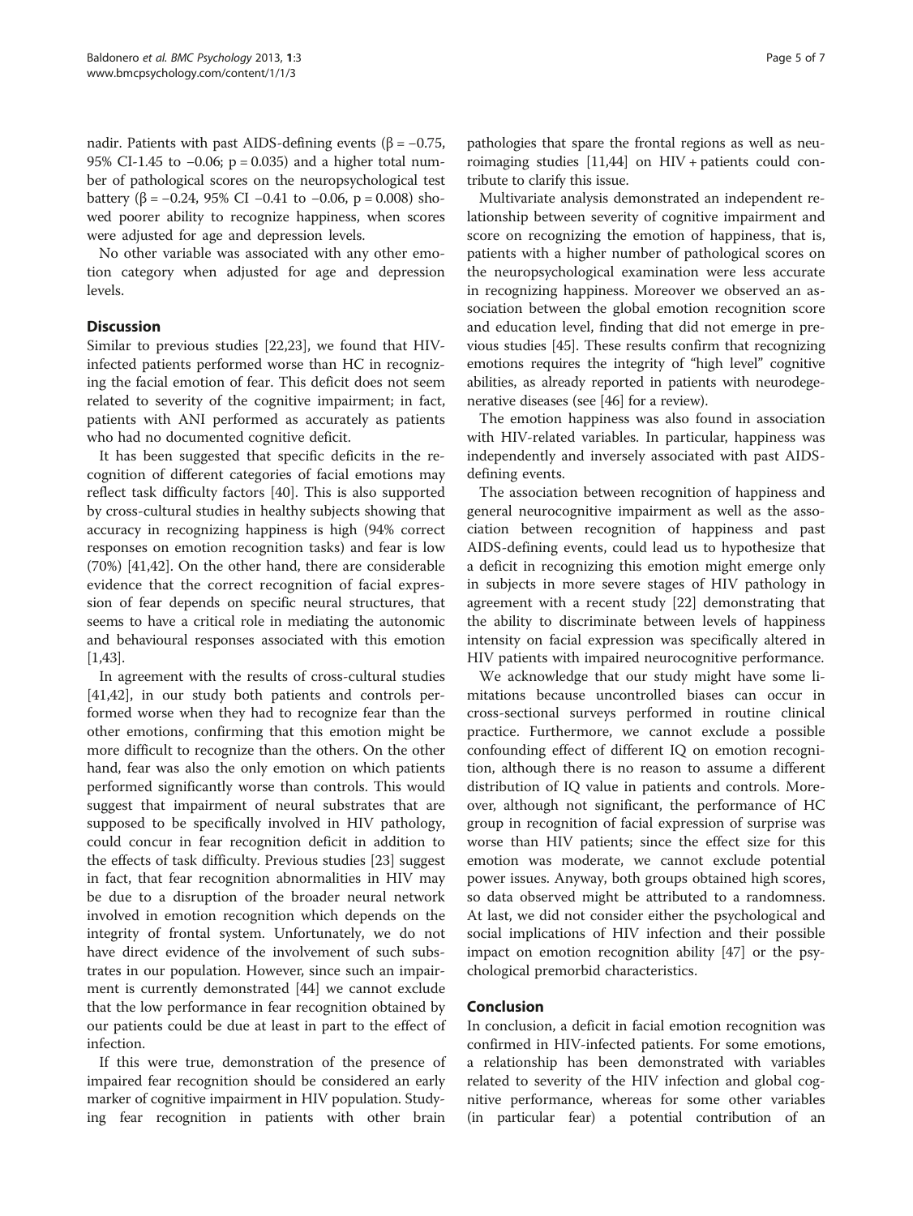nadir. Patients with past AIDS-defining events ($\beta = -0.75$, 95% CI-1.45 to $-0.06$; $p = 0.035$) and a higher total number of pathological scores on the neuropsychological test battery ($\beta = -0.24$, 95% CI $-0.41$ to $-0.06$, $p = 0.008$) showed poorer ability to recognize happiness, when scores were adjusted for age and depression levels.

No other variable was associated with any other emotion category when adjusted for age and depression levels.

## Discussion

Similar to previous studies [22,23], we found that HIV-infected patients performed worse than HC in recognizing the facial emotion of fear. This deficit does not seem related to severity of the cognitive impairment; in fact, patients with ANI performed as accurately as patients who had no documented cognitive deficit.

It has been suggested that specific deficits in the recognition of different categories of facial emotions may reflect task difficulty factors [40]. This is also supported by cross-cultural studies in healthy subjects showing that accuracy in recognizing happiness is high (94% correct responses on emotion recognition tasks) and fear is low (70%) [41,42]. On the other hand, there are considerable evidence that the correct recognition of facial expression of fear depends on specific neural structures, that seems to have a critical role in mediating the autonomic and behavioural responses associated with this emotion [1,43].

In agreement with the results of cross-cultural studies [41,42], in our study both patients and controls performed worse when they had to recognize fear than the other emotions, confirming that this emotion might be more difficult to recognize than the others. On the other hand, fear was also the only emotion on which patients performed significantly worse than controls. This would suggest that impairment of neural substrates that are supposed to be specifically involved in HIV pathology, could concur in fear recognition deficit in addition to the effects of task difficulty. Previous studies [23] suggest in fact, that fear recognition abnormalities in HIV may be due to a disruption of the broader neural network involved in emotion recognition which depends on the integrity of frontal system. Unfortunately, we do not have direct evidence of the involvement of such substrates in our population. However, since such an impairment is currently demonstrated [44] we cannot exclude that the low performance in fear recognition obtained by our patients could be due at least in part to the effect of infection.

If this were true, demonstration of the presence of impaired fear recognition should be considered an early marker of cognitive impairment in HIV population. Studying fear recognition in patients with other brain pathologies that spare the frontal regions as well as neuroimaging studies [11,44] on HIV + patients could contribute to clarify this issue.

Multivariate analysis demonstrated an independent relationship between severity of cognitive impairment and score on recognizing the emotion of happiness, that is, patients with a higher number of pathological scores on the neuropsychological examination were less accurate in recognizing happiness. Moreover we observed an association between the global emotion recognition score and education level, finding that did not emerge in previous studies [45]. These results confirm that recognizing emotions requires the integrity of "high level" cognitive abilities, as already reported in patients with neurodegenerative diseases (see [46] for a review).

The emotion happiness was also found in association with HIV-related variables. In particular, happiness was independently and inversely associated with past AIDS-defining events.

The association between recognition of happiness and general neurocognitive impairment as well as the association between recognition of happiness and past AIDS-defining events, could lead us to hypothesize that a deficit in recognizing this emotion might emerge only in subjects in more severe stages of HIV pathology in agreement with a recent study [22] demonstrating that the ability to discriminate between levels of happiness intensity on facial expression was specifically altered in HIV patients with impaired neurocognitive performance.

We acknowledge that our study might have some limitations because uncontrolled biases can occur in cross-sectional surveys performed in routine clinical practice. Furthermore, we cannot exclude a possible confounding effect of different IQ on emotion recognition, although there is no reason to assume a different distribution of IQ value in patients and controls. Moreover, although not significant, the performance of HC group in recognition of facial expression of surprise was worse than HIV patients; since the effect size for this emotion was moderate, we cannot exclude potential power issues. Anyway, both groups obtained high scores, so data observed might be attributed to a randomness. At last, we did not consider either the psychological and social implications of HIV infection and their possible impact on emotion recognition ability [47] or the psychological premorbid characteristics.

## Conclusion

In conclusion, a deficit in facial emotion recognition was confirmed in HIV-infected patients. For some emotions, a relationship has been demonstrated with variables related to severity of the HIV infection and global cognitive performance, whereas for some other variables (in particular fear) a potential contribution of an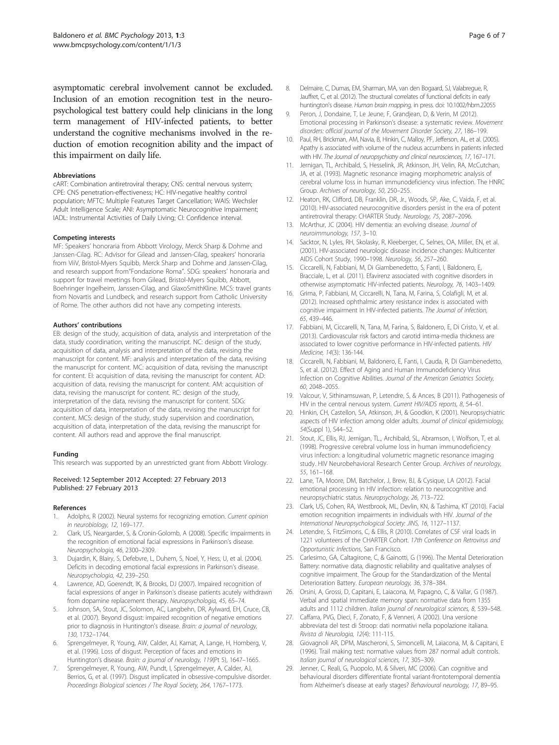asymptomatic cerebral involvement cannot be excluded. Inclusion of an emotion recognition test in the neuropsychological test battery could help clinicians in the long term management of HIV-infected patients, to better understand the cognitive mechanisms involved in the reduction of emotion recognition ability and the impact of this impairment on daily life.

#### Abbreviations

cART: Combination antiretroviral therapy; CNS: central nervous system; CPE: CNS penetration-effectiveness; HC: HIV-negative healthy control population; MFTC: Multiple Features Target Cancellation; WAIS: Wechsler Adult Intelligence Scale; ANI: Asymptomatic Neurocognitive Impairment; IADL: Instrumental Activities of Daily Living; CI: Confidence interval.

#### Competing interests

MF: Speakers' honoraria from Abbott Virology, Merck Sharp & Dohme and Janssen-Cilag. RC: Advisor for Gilead and Janssen-Cilag, speakers' honoraria from ViiV, Bristol-Myers Squibb, Merck Sharp and Dohme and Janssen-Cilag, and research support from"Fondazione Roma". SDG: speakers' honoraria and support for travel meetings from Gilead, Bristol-Myers Squibb, Abbott, Boehringer Ingelheim, Janssen-Cilag, and GlaxoSmithKline. MCS: travel grants from Novartis and Lundbeck, and research support from Catholic University of Rome. The other authors did not have any competing interests.

#### Authors' contributions

EB: design of the study, acquisition of data, analysis and interpretation of the data, study coordination, writing the manuscript. NC: design of the study, acquisition of data, analysis and interpretation of the data, revising the manuscript for content. MF: analysis and interpretation of the data, revising the manuscript for content. MC: acquisition of data, revising the manuscript for content. EI: acquisition of data, revising the manuscript for content. AD: acquisition of data, revising the manuscript for content. AM: acquisition of data, revising the manuscript for content. RC: design of the study, interpretation of the data, revising the manuscript for content. SDG: acquisition of data, interpretation of the data, revising the manuscript for content. MCS: design of the study, study supervision and coordination, acquisition of data, interpretation of the data, revising the manuscript for content. All authors read and approve the final manuscript.

#### Funding

This research was supported by an unrestricted grant from Abbott Virology.

Received: 12 September 2012 Accepted: 27 February 2013
Published: 27 February 2013

#### References

1. Adolphs, R (2002). Neural systems for recognizing emotion. *Current opinion in neurobiology, 12*, 169–177.
2. Clark, US, Neargarder, S, & Cronin-Golomb, A (2008). Specific impairments in the recognition of emotional facial expressions in Parkinson's disease. *Neuropsychologia, 46*, 2300–2309.
3. Dujardin, K, Blairy, S, Defebvre, L, Duhem, S, Noel, Y, Hess, U, et al. (2004). Deficits in decoding emotional facial expressions in Parkinson's disease. *Neuropsychologia, 42*, 239–250.
4. Lawrence, AD, Goerendt, IK, & Brooks, DJ (2007). Impaired recognition of facial expressions of anger in Parkinson's disease patients acutely withdrawn from dopamine replacement therapy. *Neuropsychologia, 45*, 65–74.
5. Johnson, SA, Stout, JC, Solomon, AC, Langbehn, DR, Aylward, EH, Cruce, CB, et al. (2007). Beyond disgust: impaired recognition of negative emotions prior to diagnosis in Huntington's disease. *Brain: a journal of neurology, 130*, 1732–1744.
6. Sprengelmeyer, R, Young, AW, Calder, AJ, Karnat, A, Lange, H, Homberg, V, et al. (1996). Loss of disgust. Perception of faces and emotions in Huntington's disease. *Brain: a journal of neurology, 119*(Pt 5), 1647–1665.
7. Sprengelmeyer, R, Young, AW, Pundt, I, Sprengelmeyer, A, Calder, AJ, Berrios, G, et al. (1997). Disgust implicated in obsessive-compulsive disorder. *Proceedings Biological sciences / The Royal Society, 264*, 1767–1773.
8. Delmaire, C, Dumas, EM, Sharman, MA, van den Bogaard, SJ, Valabregue, R, Jauffret, C, et al. (2012). The structural correlates of functional deficits in early huntington's disease. *Human brain mapping*, in press. doi: 10.1002/hbm.22055
9. Peron, J, Dondaine, T, Le Jeune, F, Grandjean, D, & Verin, M (2012). Emotional processing in Parkinson's disease: a systematic review. *Movement disorders: official journal of the Movement Disorder Society, 27*, 186–199.
10. Paul, RH, Brickman, AM, Navia, B, Hinkin, C, Malloy, PF, Jefferson, AL, et al. (2005). Apathy is associated with volume of the nucleus accumbens in patients infected with HIV. *The Journal of neuropsychiatry and clinical neurosciences, 17*, 167–171.
11. Jernigan, TL, Archibald, S, Hesselink, JR, Atkinson, JH, Velin, RA, McCutchan, JA, et al. (1993). Magnetic resonance imaging morphometric analysis of cerebral volume loss in human immunodeficiency virus infection. The HNRC Group. *Archives of neurology, 50*, 250–255.
12. Heaton, RK, Clifford, DB, Franklin, DR, Jr., Woods, SP, Ake, C, Vaida, F, et al. (2010). HIV-associated neurocognitive disorders persist in the era of potent antiretroviral therapy: CHARTER Study. *Neurology, 75*, 2087–2096.
13. McArthur, JC (2004). HIV dementia: an evolving disease. *Journal of neuroimmunology, 157*, 3–10.
14. Sacktor, N, Lyles, RH, Skolasky, R, Kleeberger, C, Selnes, OA, Miller, EN, et al. (2001). HIV-associated neurologic disease incidence changes: Multicenter AIDS Cohort Study, 1990–1998. *Neurology, 56*, 257–260.
15. Ciccarelli, N, Fabbiani, M, Di Giambenedetto, S, Fanti, I, Baldonero, E, Bracciale, L, et al. (2011). Efavirenz associated with cognitive disorders in otherwise asymptomatic HIV-infected patients. *Neurology, 76*, 1403–1409.
16. Grima, P, Fabbiani, M, Ciccarelli, N, Tana, M, Farina, S, Colafigli, M, et al. (2012). Increased ophthalmic artery resistance index is associated with cognitive impairment in HIV-infected patients. *The Journal of infection, 65*, 439–446.
17. Fabbiani, M, Ciccarelli, N, Tana, M, Farina, S, Baldonero, E, Di Cristo, V, et al. (2013). Cardiovascular risk factors and carotid intima-media thickness are associated to lower cognitive performance in HIV-infected patients. *HIV Medicine, 14*(3): 136-144.
18. Ciccarelli, N, Fabbiani, M, Baldonero, E, Fanti, I, Cauda, R, Di Giambenedetto, S, et al. (2012). Effect of Aging and Human Immunodeficiency Virus Infection on Cognitive Abilities. *Journal of the American Geriatrics Society, 60*, 2048–2055.
19. Valcour, V, Sithinamsuwan, P, Letendre, S, & Ances, B (2011). Pathogenesis of HIV in the central nervous system. *Current HIV/AIDS reports, 8*, 54–61.
20. Hinkin, CH, Castellon, SA, Atkinson, JH, & Goodkin, K (2001). Neuropsychiatric aspects of HIV infection among older adults. *Journal of clinical epidemiology, 54*(Suppl 1), S44–52.
21. Stout, JC, Ellis, RJ, Jernigan, TL, Archibald, SL, Abramson, I, Wolfson, T, et al. (1998). Progressive cerebral volume loss in human immunodeficiency virus infection: a longitudinal volumetric magnetic resonance imaging study. HIV Neurobehavioral Research Center Group. *Archives of neurology, 55*, 161–168.
22. Lane, TA, Moore, DM, Batchelor, J, Brew, BJ, & Cysique, LA (2012). Facial emotional processing in HIV infection: relation to neurocognitive and neuropsychiatric status. *Neuropsychology, 26*, 713–722.
23. Clark, US, Cohen, RA, Westbrook, ML, Devlin, KN, & Tashima, KT (2010). Facial emotion recognition impairments in individuals with HIV. *Journal of the International Neuropsychological Society: JINS, 16*, 1127–1137.
24. Letendre, S, FitzSimons, C, & Ellis, R (2010). Correlates of CSF viral loads in 1221 volunteers of the CHARTER Cohort. *17th Conference on Retrovirus and Opportunistic Infections*, San Francisco.
25. Carlesimo, GA, Caltagirone, C, & Gainotti, G (1996). The Mental Deterioration Battery: normative data, diagnostic reliability and qualitative analyses of cognitive impairment. The Group for the Standardization of the Mental Deterioration Battery. *European neurology, 36*, 378–384.
26. Orsini, A, Grossi, D, Capitani, E, Laiacona, M, Papagno, C, & Vallar, G (1987). Verbal and spatial immediate memory span: normative data from 1355 adults and 1112 children. *Italian journal of neurological sciences, 8*, 539–548.
27. Caffarra, PVG, Dieci, F, Zonato, F, & Venneri, A (2002). Una versione abbreviata del test di Stroop: dati normativi nella popolazione italiana. *Rivista di Neurologia, 12*(4): 111-115.
28. Giovagnoli AR, DPM, Mascheroni, S, Simoncelli, M, Laiacona, M, & Capitani, E (1996). Trail making test: normative values from 287 normal adult controls. *Italian journal of neurological sciences, 17*, 305–309.
29. Jenner, C, Reali, G, Puopolo, M, & Silveri, MC (2006). Can cognitive and behavioural disorders differentiate frontal variant-frontotemporal dementia from Alzheimer's disease at early stages? *Behavioural neurology, 17*, 89–95.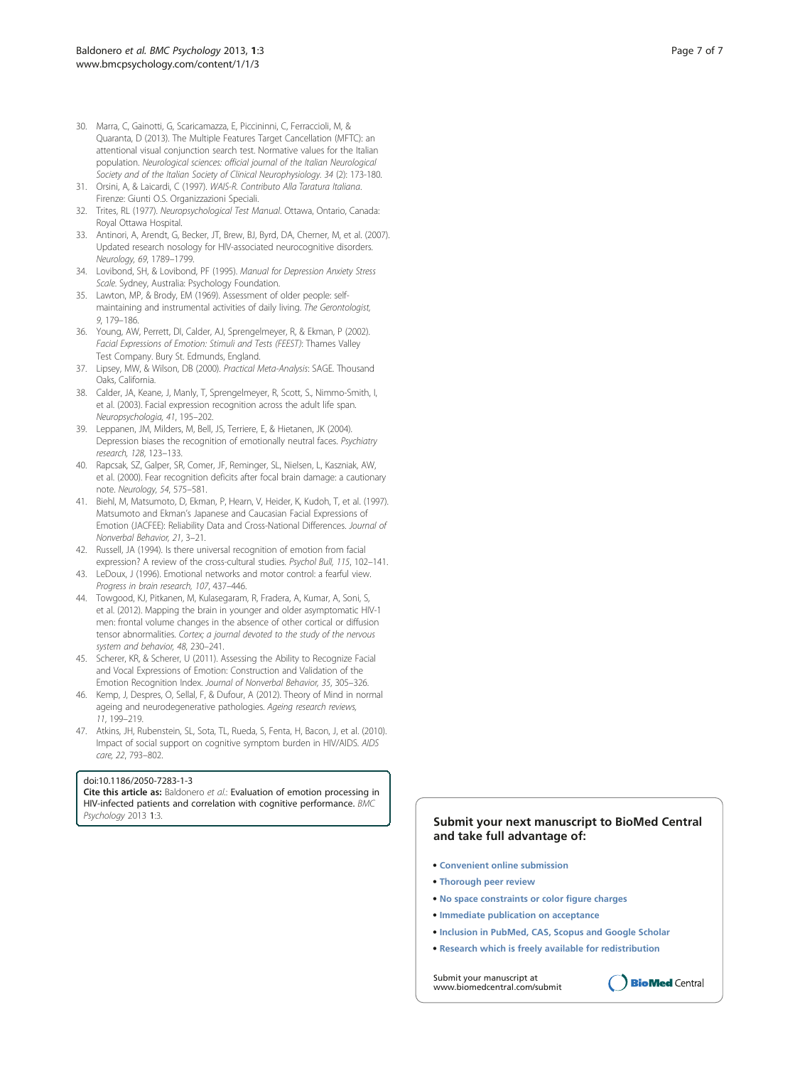30. Marra, C, Gainotti, G, Scaricamazza, E, Piccininni, C, Ferraccioli, M, & Quaranta, D (2013). The Multiple Features Target Cancellation (MFTC): an attentional visual conjunction search test. Normative values for the Italian population. *Neurological sciences: official journal of the Italian Neurological Society and of the Italian Society of Clinical Neurophysiology. 34* (2): 173-180.
31. Orsini, A, & Laicardi, C (1997). *WAIS-R. Contributo Alla Taratura Italiana*. Firenze: Giunti O.S. Organizzazioni Speciali.
32. Trites, RL (1977). *Neuropsychological Test Manual*. Ottawa, Ontario, Canada: Royal Ottawa Hospital.
33. Antinori, A, Arendt, G, Becker, JT, Brew, BJ, Byrd, DA, Cherner, M, et al. (2007). Updated research nosology for HIV-associated neurocognitive disorders. *Neurology, 69*, 1789–1799.
34. Lovibond, SH, & Lovibond, PF (1995). *Manual for Depression Anxiety Stress Scale*. Sydney, Australia: Psychology Foundation.
35. Lawton, MP, & Brody, EM (1969). Assessment of older people: self-maintaining and instrumental activities of daily living. *The Gerontologist, 9*, 179–186.
36. Young, AW, Perrett, DI, Calder, AJ, Sprengelmeyer, R, & Ekman, P (2002). *Facial Expressions of Emotion: Stimuli and Tests (FEEST)*: Thames Valley Test Company. Bury St. Edmunds, England.
37. Lipsey, MW, & Wilson, DB (2000). *Practical Meta-Analysis*: SAGE. Thousand Oaks, California.
38. Calder, JA, Keane, J, Manly, T, Sprengelmeyer, R, Scott, S., Nimmo-Smith, I, et al. (2003). Facial expression recognition across the adult life span. *Neuropsychologia, 41*, 195–202.
39. Leppanen, JM, Milders, M, Bell, JS, Terriere, E, & Hietanen, JK (2004). Depression biases the recognition of emotionally neutral faces. *Psychiatry research, 128*, 123–133.
40. Rapcsak, SZ, Galper, SR, Comer, JF, Reminger, SL, Nielsen, L, Kaszniak, AW, et al. (2000). Fear recognition deficits after focal brain damage: a cautionary note. *Neurology, 54*, 575–581.
41. Biehl, M, Matsumoto, D, Ekman, P, Hearn, V, Heider, K, Kudoh, T, et al. (1997). Matsumoto and Ekman's Japanese and Caucasian Facial Expressions of Emotion (JACFEE): Reliability Data and Cross-National Differences. *Journal of Nonverbal Behavior, 21*, 3–21.
42. Russell, JA (1994). Is there universal recognition of emotion from facial expression? A review of the cross-cultural studies. *Psychol Bull, 115*, 102–141.
43. LeDoux, J (1996). Emotional networks and motor control: a fearful view. *Progress in brain research, 107*, 437–446.
44. Towgood, KJ, Pitkanen, M, Kulasegaram, R, Fradera, A, Kumar, A, Soni, S, et al. (2012). Mapping the brain in younger and older asymptomatic HIV-1 men: frontal volume changes in the absence of other cortical or diffusion tensor abnormalities. *Cortex; a journal devoted to the study of the nervous system and behavior, 48*, 230–241.
45. Scherer, KR, & Scherer, U (2011). Assessing the Ability to Recognize Facial and Vocal Expressions of Emotion: Construction and Validation of the Emotion Recognition Index. *Journal of Nonverbal Behavior, 35*, 305–326.
46. Kemp, J, Despres, O, Sellal, F, & Dufour, A (2012). Theory of Mind in normal ageing and neurodegenerative pathologies. *Ageing research reviews, 11*, 199–219.
47. Atkins, JH, Rubenstein, SL, Sota, TL, Rueda, S, Fenta, H, Bacon, J, et al. (2010). Impact of social support on cognitive symptom burden in HIV/AIDS. *AIDS care, 22*, 793–802.

doi:10.1186/2050-7283-1-3

**Cite this article as:** Baldonero *et al.*: Evaluation of emotion processing in HIV-infected patients and correlation with cognitive performance. *BMC Psychology* 2013 **1**:3.

**Submit your next manuscript to BioMed Central and take full advantage of:**

- **Convenient online submission**
- **Thorough peer review**
- **No space constraints or color figure charges**
- **Immediate publication on acceptance**
- **Inclusion in PubMed, CAS, Scopus and Google Scholar**
- **Research which is freely available for redistribution**

Submit your manuscript at www.biomedcentral.com/submit

BioMed Central